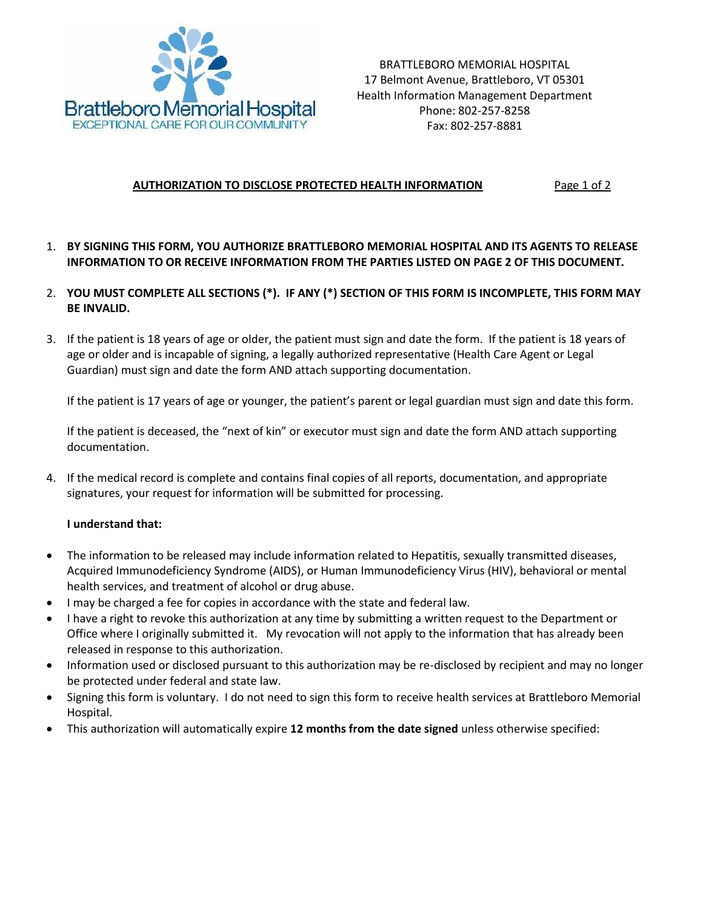Brattleboro Memorial Hospital
EXCEPTIONAL CARE FOR OUR COMMUNITY

BRATTLEBORO MEMORIAL HOSPITAL
17 Belmont Avenue, Brattleboro, VT 05301
Health Information Management Department
Phone: 802-257-8258
Fax: 802-257-8881

## AUTHORIZATION TO DISCLOSE PROTECTED HEALTH INFORMATION

1. **BY SIGNING THIS FORM, YOU AUTHORIZE BRATTLEBORO MEMORIAL HOSPITAL AND ITS AGENTS TO RELEASE INFORMATION TO OR RECEIVE INFORMATION FROM THE PARTIES LISTED ON PAGE 2 OF THIS DOCUMENT.**

2. **YOU MUST COMPLETE ALL SECTIONS (*). IF ANY (*) SECTION OF THIS FORM IS INCOMPLETE, THIS FORM MAY BE INVALID.**

3. If the patient is 18 years of age or older, the patient must sign and date the form. If the patient is 18 years of age or older and is incapable of signing, a legally authorized representative (Health Care Agent or Legal Guardian) must sign and date the form AND attach supporting documentation.

   If the patient is 17 years of age or younger, the patient's parent or legal guardian must sign and date this form.

   If the patient is deceased, the "next of kin" or executor must sign and date the form AND attach supporting documentation.

4. If the medical record is complete and contains final copies of all reports, documentation, and appropriate signatures, your request for information will be submitted for processing.

   **I understand that:**

- The information to be released may include information related to Hepatitis, sexually transmitted diseases, Acquired Immunodeficiency Syndrome (AIDS), or Human Immunodeficiency Virus (HIV), behavioral or mental health services, and treatment of alcohol or drug abuse.
- I may be charged a fee for copies in accordance with the state and federal law.
- I have a right to revoke this authorization at any time by submitting a written request to the Department or Office where I originally submitted it. My revocation will not apply to the information that has already been released in response to this authorization.
- Information used or disclosed pursuant to this authorization may be re-disclosed by recipient and may no longer be protected under federal and state law.
- Signing this form is voluntary. I do not need to sign this form to receive health services at Brattleboro Memorial Hospital.
- This authorization will automatically expire **12 months from the date signed** unless otherwise specified: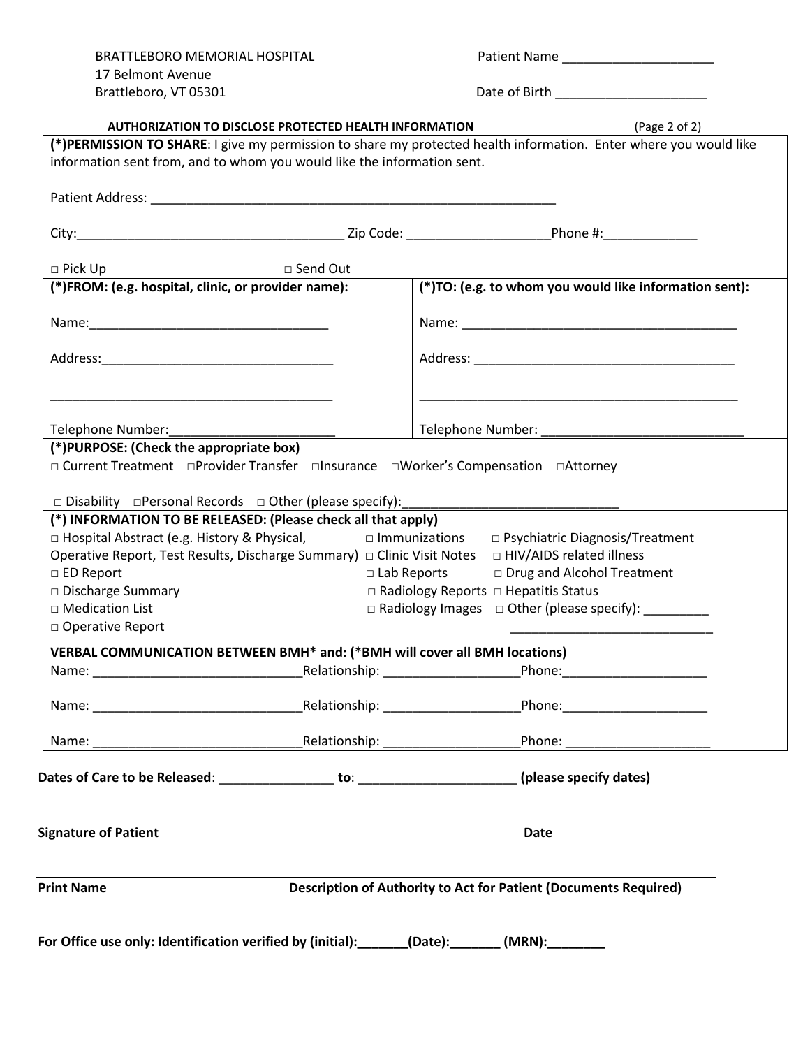BRATTLEBORO MEMORIAL HOSPITAL
17 Belmont Avenue
Brattleboro, VT 05301

Patient Name _____________________

Date of Birth _____________________

**AUTHORIZATION TO DISCLOSE PROTECTED HEALTH INFORMATION** (Page 2 of 2)

**(*)PERMISSION TO SHARE**: I give my permission to share my protected health information. Enter where you would like information sent from, and to whom you would like the information sent.

Patient Address: ___________________________________________________________

City:_____________________________________ Zip Code: ___________________Phone #:_____________

□ Pick Up □ Send Out

| **(*)FROM: (e.g. hospital, clinic, or provider name):** | **(*)TO: (e.g. to whom you would like information sent):** |
|---|---|
| Name:_________________________________ | Name: ______________________________________ |
| Address:________________________________ | Address: ____________________________________ |
| _______________________________________ | ____________________________________________ |
| Telephone Number:______________________ | Telephone Number: ___________________________ |

**(*)PURPOSE: (Check the appropriate box)**

□ Current Treatment □Provider Transfer □Insurance □Worker's Compensation □Attorney

□ Disability □Personal Records □ Other (please specify):_____________________________

**(*) INFORMATION TO BE RELEASED: (Please check all that apply)**

□ Hospital Abstract (e.g. History & Physical, Operative Report, Test Results, Discharge Summary)
□ ED Report
□ Discharge Summary
□ Medication List
□ Operative Report

□ Immunizations
□ Clinic Visit Notes
□ Lab Reports
□ Radiology Reports
□ Radiology Images

□ Psychiatric Diagnosis/Treatment
□ HIV/AIDS related illness
□ Drug and Alcohol Treatment
□ Hepatitis Status
□ Other (please specify): _________ ___________________________

**VERBAL COMMUNICATION BETWEEN BMH* and: (*BMH will cover all BMH locations)**

Name: _____________________________Relationship: __________________Phone:____________________

Name: _____________________________Relationship: __________________Phone:____________________

Name: _____________________________Relationship: __________________Phone: ____________________

**Dates of Care to be Released**: ________________ **to**: ______________________ **(please specify dates)**

_______________________________________________________________________

**Signature of Patient** **Date**

_______________________________________________________________________

**Print Name** **Description of Authority to Act for Patient (Documents Required)**

**For Office use only: Identification verified by (initial):_______(Date):_______ (MRN):________**